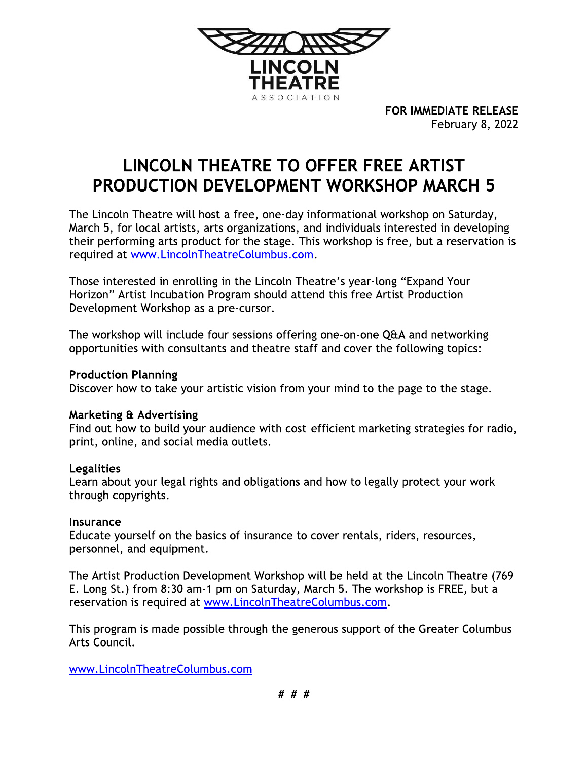LINCOLN THEATRE
ASSOCIATION

**FOR IMMEDIATE RELEASE**
February 8, 2022

# LINCOLN THEATRE TO OFFER FREE ARTIST PRODUCTION DEVELOPMENT WORKSHOP MARCH 5

The Lincoln Theatre will host a free, one-day informational workshop on Saturday, March 5, for local artists, arts organizations, and individuals interested in developing their performing arts product for the stage. This workshop is free, but a reservation is required at www.LincolnTheatreColumbus.com.

Those interested in enrolling in the Lincoln Theatre's year-long "Expand Your Horizon" Artist Incubation Program should attend this free Artist Production Development Workshop as a pre-cursor.

The workshop will include four sessions offering one-on-one Q&A and networking opportunities with consultants and theatre staff and cover the following topics:

**Production Planning**
Discover how to take your artistic vision from your mind to the page to the stage.

**Marketing & Advertising**
Find out how to build your audience with cost-efficient marketing strategies for radio, print, online, and social media outlets.

**Legalities**
Learn about your legal rights and obligations and how to legally protect your work through copyrights.

**Insurance**
Educate yourself on the basics of insurance to cover rentals, riders, resources, personnel, and equipment.

The Artist Production Development Workshop will be held at the Lincoln Theatre (769 E. Long St.) from 8:30 am-1 pm on Saturday, March 5. The workshop is FREE, but a reservation is required at www.LincolnTheatreColumbus.com.

This program is made possible through the generous support of the Greater Columbus Arts Council.

www.LincolnTheatreColumbus.com

*# # #*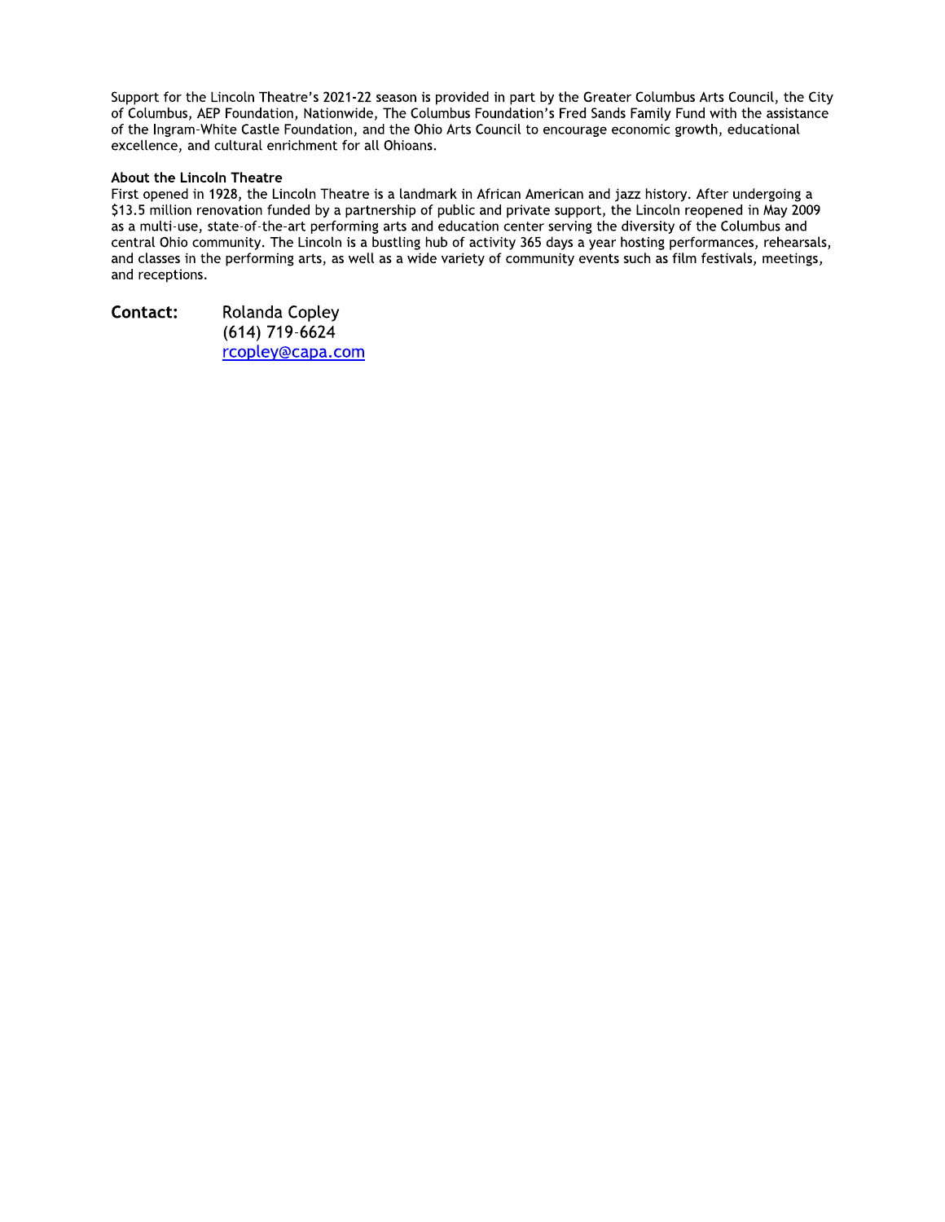Support for the Lincoln Theatre's 2021-22 season is provided in part by the Greater Columbus Arts Council, the City of Columbus, AEP Foundation, Nationwide, The Columbus Foundation's Fred Sands Family Fund with the assistance of the Ingram-White Castle Foundation, and the Ohio Arts Council to encourage economic growth, educational excellence, and cultural enrichment for all Ohioans.

**About the Lincoln Theatre**
First opened in 1928, the Lincoln Theatre is a landmark in African American and jazz history. After undergoing a $13.5 million renovation funded by a partnership of public and private support, the Lincoln reopened in May 2009 as a multi-use, state-of-the-art performing arts and education center serving the diversity of the Columbus and central Ohio community. The Lincoln is a bustling hub of activity 365 days a year hosting performances, rehearsals, and classes in the performing arts, as well as a wide variety of community events such as film festivals, meetings, and receptions.

**Contact:** Rolanda Copley
(614) 719-6624
rcopley@capa.com